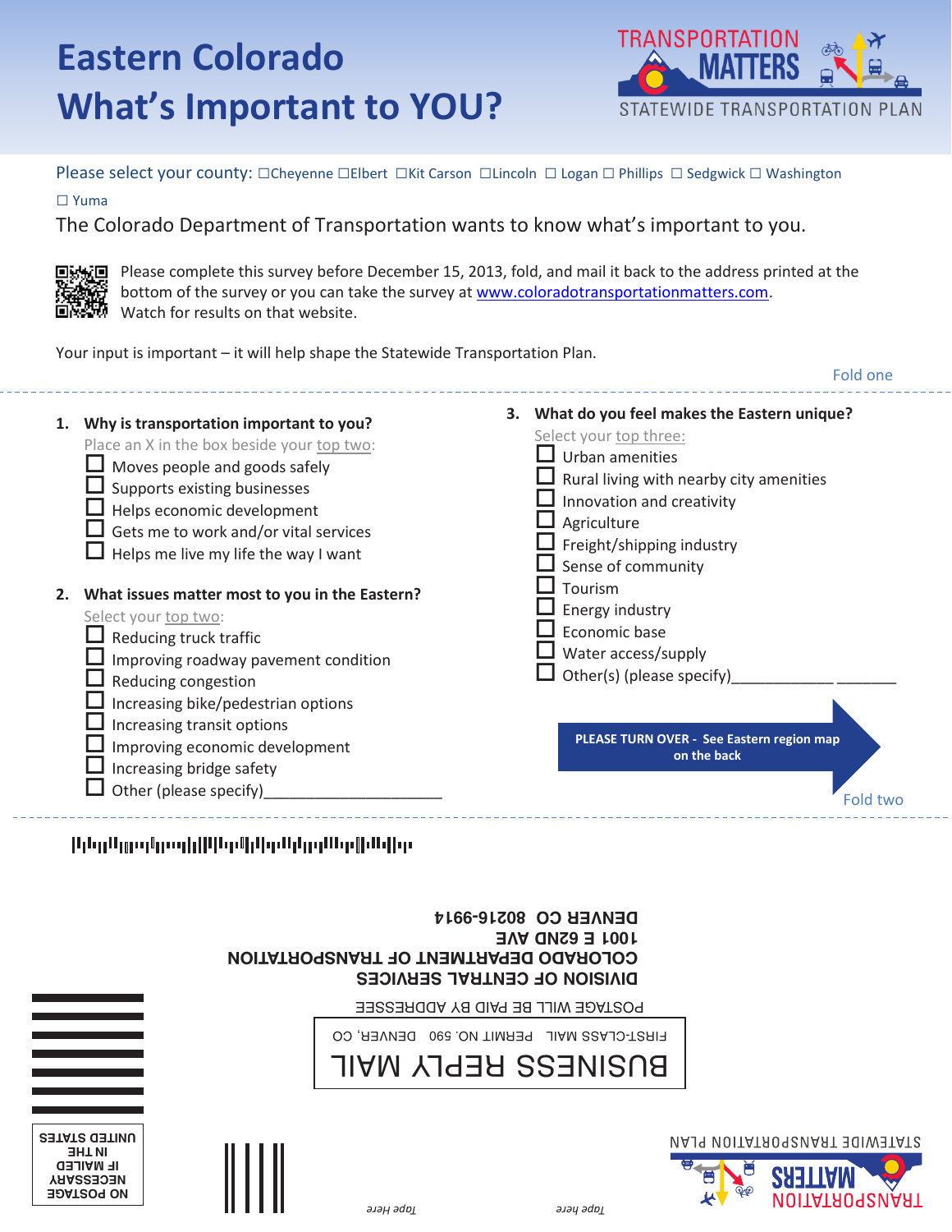# Eastern Colorado

# What's Important to YOU?

TRANSPORTATION MATTERS
STATEWIDE TRANSPORTATION PLAN

Please select your county: ☐Cheyenne ☐Elbert ☐Kit Carson ☐Lincoln ☐ Logan ☐ Phillips ☐ Sedgwick ☐ Washington ☐ Yuma

The Colorado Department of Transportation wants to know what's important to you.

Please complete this survey before December 15, 2013, fold, and mail it back to the address printed at the bottom of the survey or you can take the survey at www.coloradotransportationmatters.com. Watch for results on that website.

Your input is important – it will help shape the Statewide Transportation Plan.

Fold one

**1. Why is transportation important to you?**

Place an X in the box beside your top two:

- ☐ Moves people and goods safely
- ☐ Supports existing businesses
- ☐ Helps economic development
- ☐ Gets me to work and/or vital services
- ☐ Helps me live my life the way I want

**2. What issues matter most to you in the Eastern?**

Select your top two:

- ☐ Reducing truck traffic
- ☐ Improving roadway pavement condition
- ☐ Reducing congestion
- ☐ Increasing bike/pedestrian options
- ☐ Increasing transit options
- ☐ Improving economic development
- ☐ Increasing bridge safety
- ☐ Other (please specify)______________________

**3. What do you feel makes the Eastern unique?**

Select your top three:

- ☐ Urban amenities
- ☐ Rural living with nearby city amenities
- ☐ Innovation and creativity
- ☐ Agriculture
- ☐ Freight/shipping industry
- ☐ Sense of community
- ☐ Tourism
- ☐ Energy industry
- ☐ Economic base
- ☐ Water access/supply
- ☐ Other(s) (please specify)_____________ ________

**PLEASE TURN OVER - See Eastern region map on the back**

Fold two

NO POSTAGE NECESSARY IF MAILED IN THE UNITED STATES

BUSINESS REPLY MAIL
FIRST-CLASS MAIL PERMIT NO. 590 DENVER, CO

POSTAGE WILL BE PAID BY ADDRESSEE

DIVISION OF CENTRAL SERVICES
COLORADO DEPARTMENT OF TRANSPORTATION
1001 E 62ND AVE
DENVER CO 80216-9914

Tape here Tape here

TRANSPORTATION MATTERS
STATEWIDE TRANSPORTATION PLAN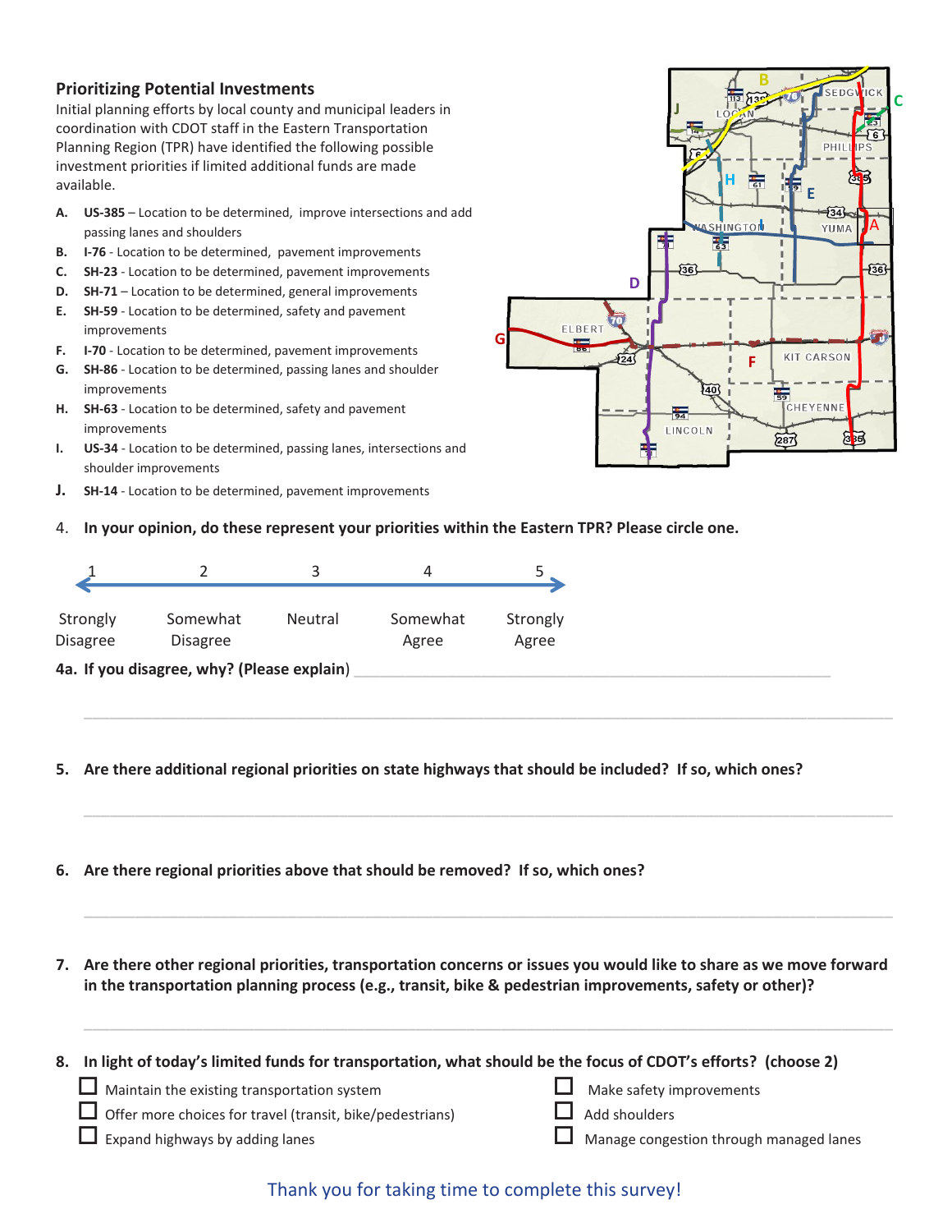## Prioritizing Potential Investments

Initial planning efforts by local county and municipal leaders in coordination with CDOT staff in the Eastern Transportation Planning Region (TPR) have identified the following possible investment priorities if limited additional funds are made available.

- **A. US-385** – Location to be determined, improve intersections and add passing lanes and shoulders
- **B. I-76** - Location to be determined, pavement improvements
- **C. SH-23** - Location to be determined, pavement improvements
- **D. SH-71** – Location to be determined, general improvements
- **E. SH-59** - Location to be determined, safety and pavement improvements
- **F. I-70** - Location to be determined, pavement improvements
- **G. SH-86** - Location to be determined, passing lanes and shoulder improvements
- **H. SH-63** - Location to be determined, safety and pavement improvements
- **I. US-34** - Location to be determined, passing lanes, intersections and shoulder improvements
- **J. SH-14** - Location to be determined, pavement improvements

B
J
C
LOGAN
SEDGWICK
PHILLIPS
H
E
WASHINGTON
YUMA
A
D
G
ELBERT
F
KIT CARSON
CHEYENNE
LINCOLN

4. **In your opinion, do these represent your priorities within the Eastern TPR? Please circle one.**

1 Strongly Disagree — 2 Somewhat Disagree — 3 Neutral — 4 Somewhat Agree — 5 Strongly Agree

**4a. If you disagree, why? (Please explain)** ____________________

5. **Are there additional regional priorities on state highways that should be included? If so, which ones?**

____________________

6. **Are there regional priorities above that should be removed? If so, which ones?**

____________________

7. **Are there other regional priorities, transportation concerns or issues you would like to share as we move forward in the transportation planning process (e.g., transit, bike & pedestrian improvements, safety or other)?**

____________________

8. **In light of today's limited funds for transportation, what should be the focus of CDOT's efforts? (choose 2)**

- ☐ Maintain the existing transportation system
- ☐ Offer more choices for travel (transit, bike/pedestrians)
- ☐ Expand highways by adding lanes
- ☐ Make safety improvements
- ☐ Add shoulders
- ☐ Manage congestion through managed lanes

Thank you for taking time to complete this survey!